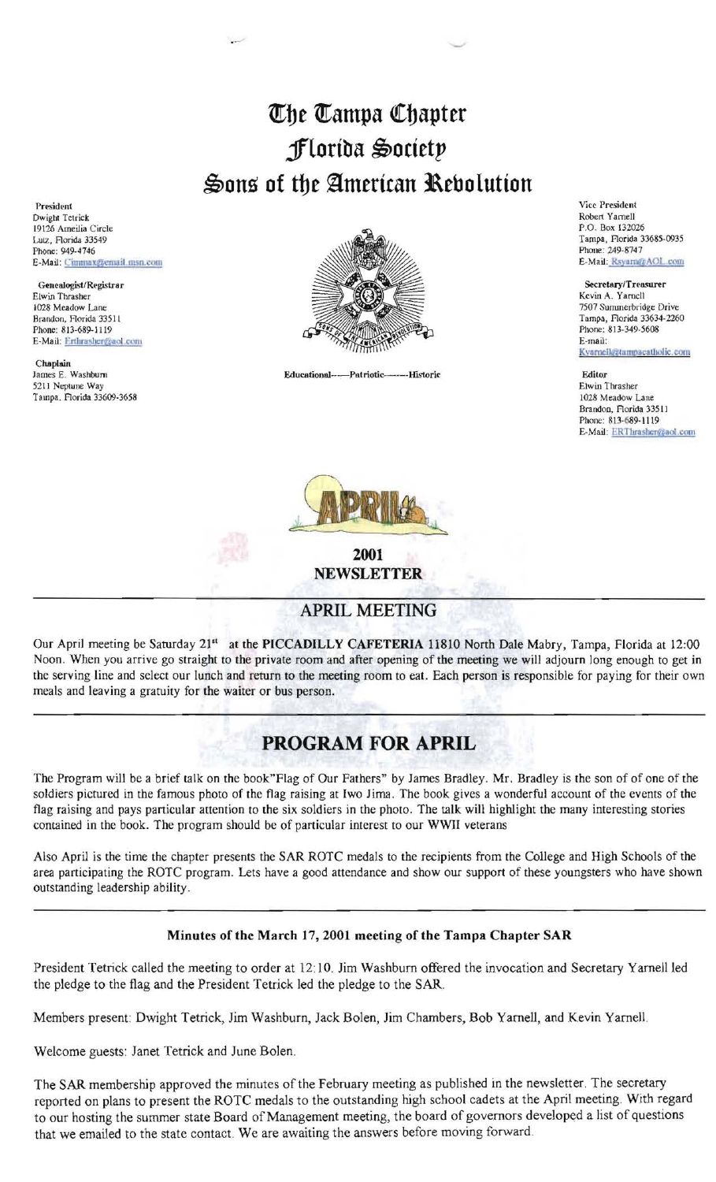# The Tampa Chapter
# Florida Society
# Sons of the American Revolution

**President**
Dwight Tetrick
19126 Ameilia Circle
Lutz, Florida 33549
Phone: 949-4746
E-Mail: Cimmax@email.msn.com

**Genealogist/Registrar**
Elwin Thrasher
1028 Meadow Lane
Brandon, Florida 33511
Phone: 813-689-1119
E-Mail: Erthrasher@aol.com

**Chaplain**
James E. Washburn
5211 Neptune Way
Tampa, Florida 33609-3658

**Vice President**
Robert Yarnell
P.O. Box 132026
Tampa, Florida 33685-0935
Phone: 249-8747
E-Mail: Rsyarn@AOL.com

**Secretary/Treasurer**
Kevin A. Yarnell
7507 Summerbridge Drive
Tampa, Florida 33634-2260
Phone: 813-349-5608
E-mail: Kyarnell@tampacatholic.com

**Editor**
Elwin Thrasher
1028 Meadow Lane
Brandon, Florida 33511
Phone: 813-689-1119
E-Mail: ERThrasher@aol.com

Educational-----Patriotic-------Historic

APRIL

**2001**
**NEWSLETTER**

## APRIL MEETING

Our April meeting be Saturday 21st at the **PICCADILLY CAFETERIA** 11810 North Dale Mabry, Tampa, Florida at 12:00 Noon. When you arrive go straight to the private room and after opening of the meeting we will adjourn long enough to get in the serving line and select our lunch and return to the meeting room to eat. Each person is responsible for paying for their own meals and leaving a gratuity for the waiter or bus person.

## PROGRAM FOR APRIL

The Program will be a brief talk on the book"Flag of Our Fathers" by James Bradley. Mr. Bradley is the son of of one of the soldiers pictured in the famous photo of the flag raising at Iwo Jima. The book gives a wonderful account of the events of the flag raising and pays particular attention to the six soldiers in the photo. The talk will highlight the many interesting stories contained in the book. The program should be of particular interest to our WWII veterans

Also April is the time the chapter presents the SAR ROTC medals to the recipients from the College and High Schools of the area participating the ROTC program. Lets have a good attendance and show our support of these youngsters who have shown outstanding leadership ability.

### Minutes of the March 17, 2001 meeting of the Tampa Chapter SAR

President Tetrick called the meeting to order at 12:10. Jim Washburn offered the invocation and Secretary Yarnell led the pledge to the flag and the President Tetrick led the pledge to the SAR.

Members present: Dwight Tetrick, Jim Washburn, Jack Bolen, Jim Chambers, Bob Yarnell, and Kevin Yarnell.

Welcome guests: Janet Tetrick and June Bolen.

The SAR membership approved the minutes of the February meeting as published in the newsletter. The secretary reported on plans to present the ROTC medals to the outstanding high school cadets at the April meeting. With regard to our hosting the summer state Board of Management meeting, the board of governors developed a list of questions that we emailed to the state contact. We are awaiting the answers before moving forward.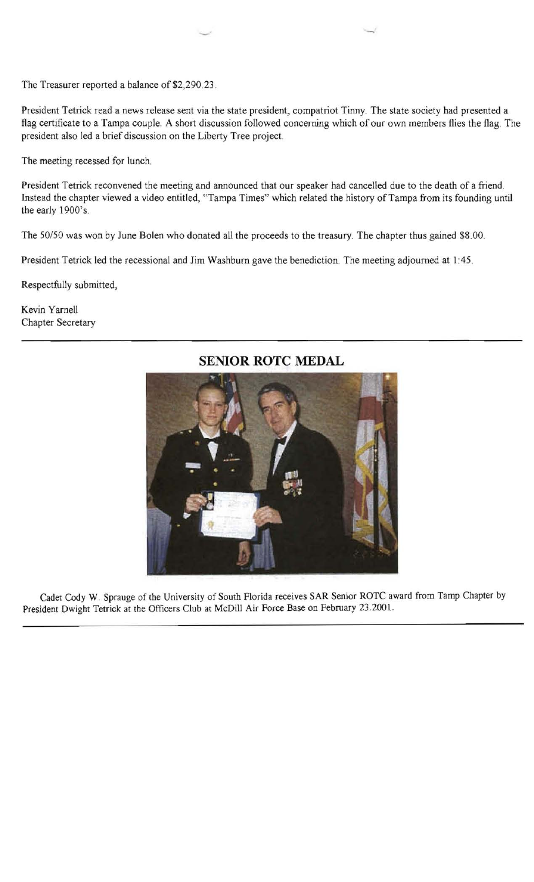The Treasurer reported a balance of $2,290.23.

President Tetrick read a news release sent via the state president, compatriot Tinny. The state society had presented a flag certificate to a Tampa couple. A short discussion followed concerning which of our own members flies the flag. The president also led a brief discussion on the Liberty Tree project.

The meeting recessed for lunch.

President Tetrick reconvened the meeting and announced that our speaker had cancelled due to the death of a friend. Instead the chapter viewed a video entitled, "Tampa Times" which related the history of Tampa from its founding until the early 1900's.

The 50/50 was won by June Bolen who donated all the proceeds to the treasury. The chapter thus gained $8.00.

President Tetrick led the recessional and Jim Washburn gave the benediction. The meeting adjourned at 1:45.

Respectfully submitted,

Kevin Yarnell
Chapter Secretary

---

## SENIOR ROTC MEDAL

Cadet Cody W. Sprauge of the University of South Florida receives SAR Senior ROTC award from Tamp Chapter by President Dwight Tetrick at the Officers Club at McDill Air Force Base on February 23.2001.

---